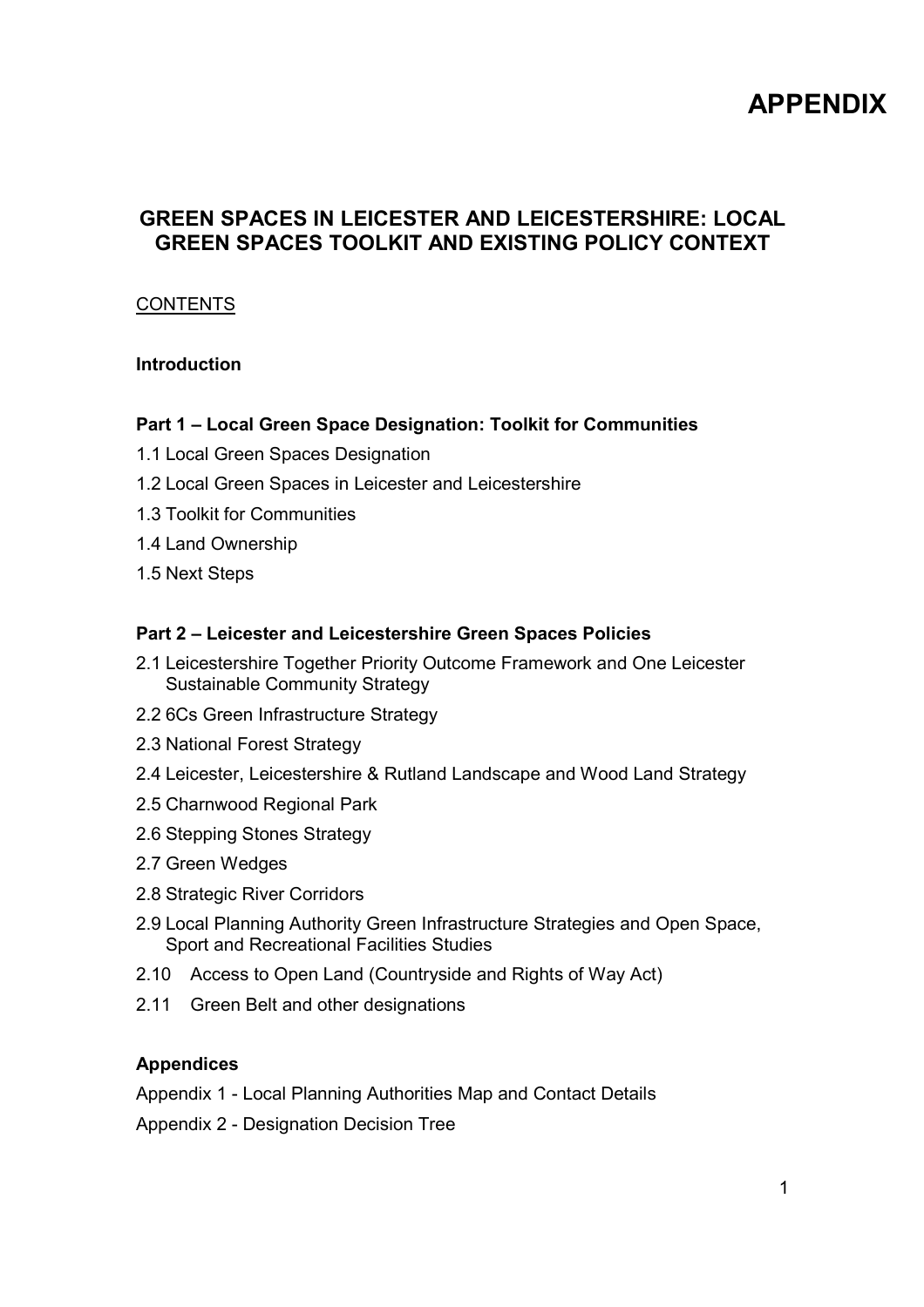# APPENDIX

## GREEN SPACES IN LEICESTER AND LEICESTERSHIRE: LOCAL GREEN SPACES TOOLKIT AND EXISTING POLICY CONTEXT

CONTENTS

**Introduction**

**Part 1 – Local Green Space Designation: Toolkit for Communities**

1.1 Local Green Spaces Designation

1.2 Local Green Spaces in Leicester and Leicestershire

1.3 Toolkit for Communities

1.4 Land Ownership

1.5 Next Steps

**Part 2 – Leicester and Leicestershire Green Spaces Policies**

2.1 Leicestershire Together Priority Outcome Framework and One Leicester Sustainable Community Strategy

2.2 6Cs Green Infrastructure Strategy

2.3 National Forest Strategy

2.4 Leicester, Leicestershire & Rutland Landscape and Wood Land Strategy

2.5 Charnwood Regional Park

2.6 Stepping Stones Strategy

2.7 Green Wedges

2.8 Strategic River Corridors

2.9 Local Planning Authority Green Infrastructure Strategies and Open Space, Sport and Recreational Facilities Studies

2.10 Access to Open Land (Countryside and Rights of Way Act)

2.11 Green Belt and other designations

**Appendices**

Appendix 1 - Local Planning Authorities Map and Contact Details

Appendix 2 - Designation Decision Tree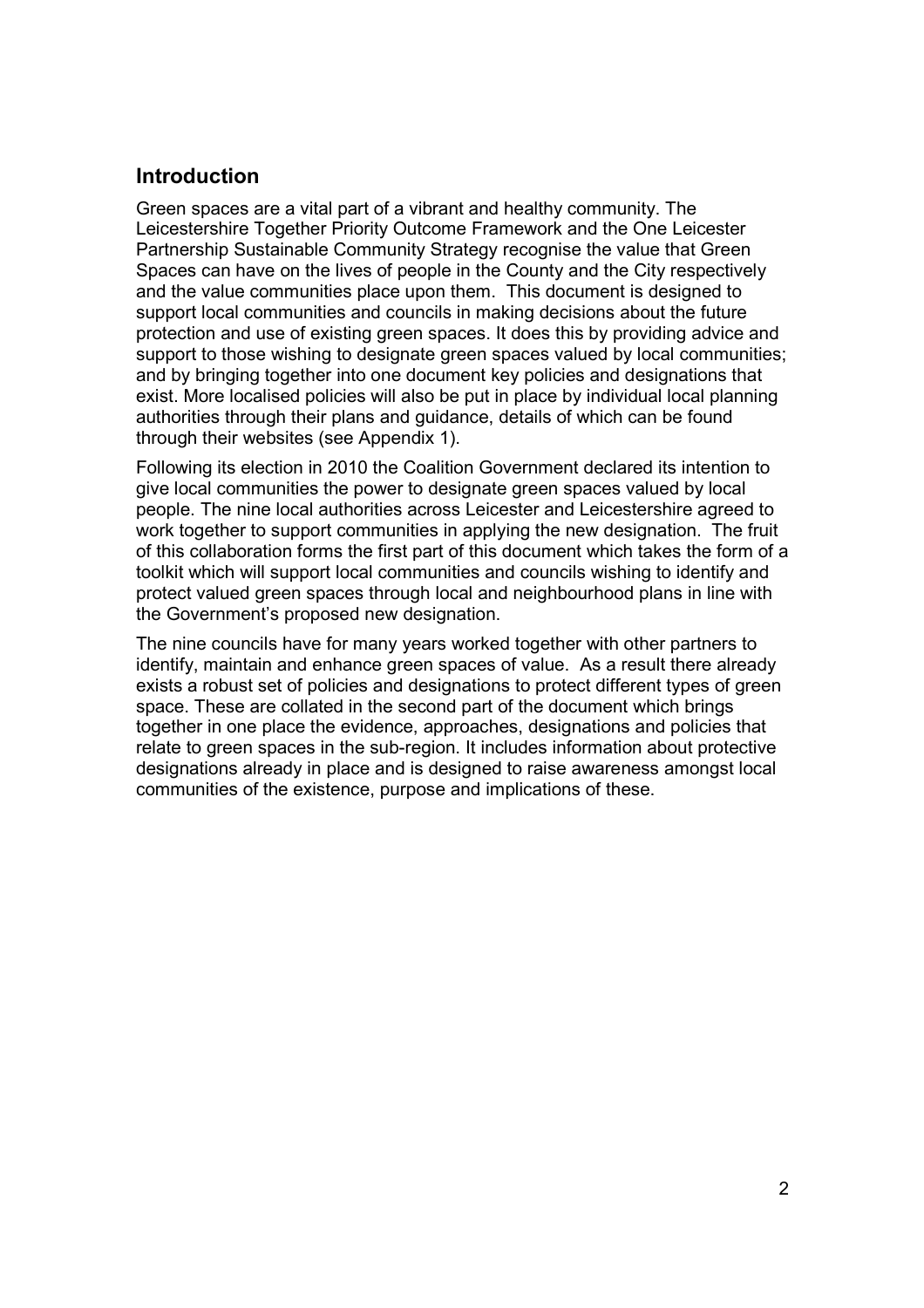## Introduction

Green spaces are a vital part of a vibrant and healthy community. The Leicestershire Together Priority Outcome Framework and the One Leicester Partnership Sustainable Community Strategy recognise the value that Green Spaces can have on the lives of people in the County and the City respectively and the value communities place upon them. This document is designed to support local communities and councils in making decisions about the future protection and use of existing green spaces. It does this by providing advice and support to those wishing to designate green spaces valued by local communities; and by bringing together into one document key policies and designations that exist. More localised policies will also be put in place by individual local planning authorities through their plans and guidance, details of which can be found through their websites (see Appendix 1).

Following its election in 2010 the Coalition Government declared its intention to give local communities the power to designate green spaces valued by local people. The nine local authorities across Leicester and Leicestershire agreed to work together to support communities in applying the new designation. The fruit of this collaboration forms the first part of this document which takes the form of a toolkit which will support local communities and councils wishing to identify and protect valued green spaces through local and neighbourhood plans in line with the Government's proposed new designation.

The nine councils have for many years worked together with other partners to identify, maintain and enhance green spaces of value. As a result there already exists a robust set of policies and designations to protect different types of green space. These are collated in the second part of the document which brings together in one place the evidence, approaches, designations and policies that relate to green spaces in the sub-region. It includes information about protective designations already in place and is designed to raise awareness amongst local communities of the existence, purpose and implications of these.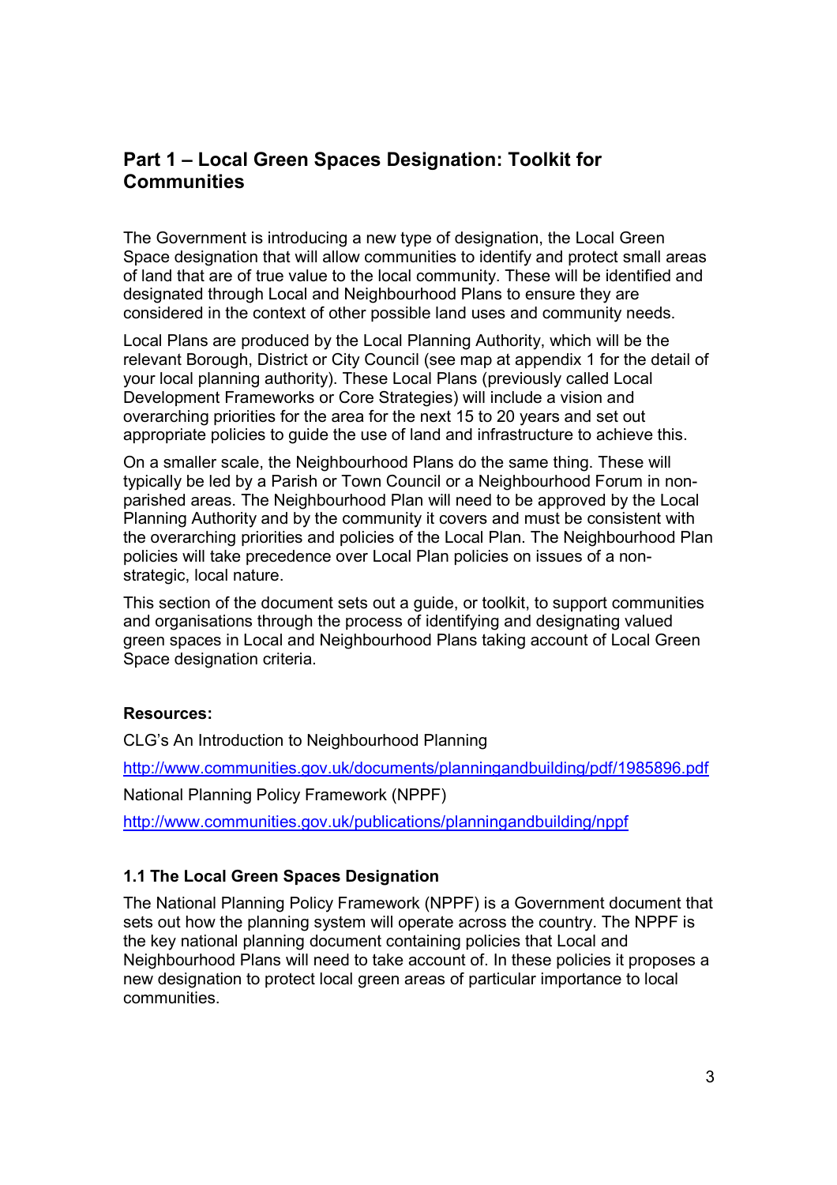## Part 1 – Local Green Spaces Designation: Toolkit for Communities

The Government is introducing a new type of designation, the Local Green Space designation that will allow communities to identify and protect small areas of land that are of true value to the local community. These will be identified and designated through Local and Neighbourhood Plans to ensure they are considered in the context of other possible land uses and community needs.

Local Plans are produced by the Local Planning Authority, which will be the relevant Borough, District or City Council (see map at appendix 1 for the detail of your local planning authority). These Local Plans (previously called Local Development Frameworks or Core Strategies) will include a vision and overarching priorities for the area for the next 15 to 20 years and set out appropriate policies to guide the use of land and infrastructure to achieve this.

On a smaller scale, the Neighbourhood Plans do the same thing. These will typically be led by a Parish or Town Council or a Neighbourhood Forum in non-parished areas. The Neighbourhood Plan will need to be approved by the Local Planning Authority and by the community it covers and must be consistent with the overarching priorities and policies of the Local Plan. The Neighbourhood Plan policies will take precedence over Local Plan policies on issues of a non-strategic, local nature.

This section of the document sets out a guide, or toolkit, to support communities and organisations through the process of identifying and designating valued green spaces in Local and Neighbourhood Plans taking account of Local Green Space designation criteria.

**Resources:**

CLG's An Introduction to Neighbourhood Planning

http://www.communities.gov.uk/documents/planningandbuilding/pdf/1985896.pdf

National Planning Policy Framework (NPPF)

http://www.communities.gov.uk/publications/planningandbuilding/nppf

### 1.1 The Local Green Spaces Designation

The National Planning Policy Framework (NPPF) is a Government document that sets out how the planning system will operate across the country. The NPPF is the key national planning document containing policies that Local and Neighbourhood Plans will need to take account of. In these policies it proposes a new designation to protect local green areas of particular importance to local communities.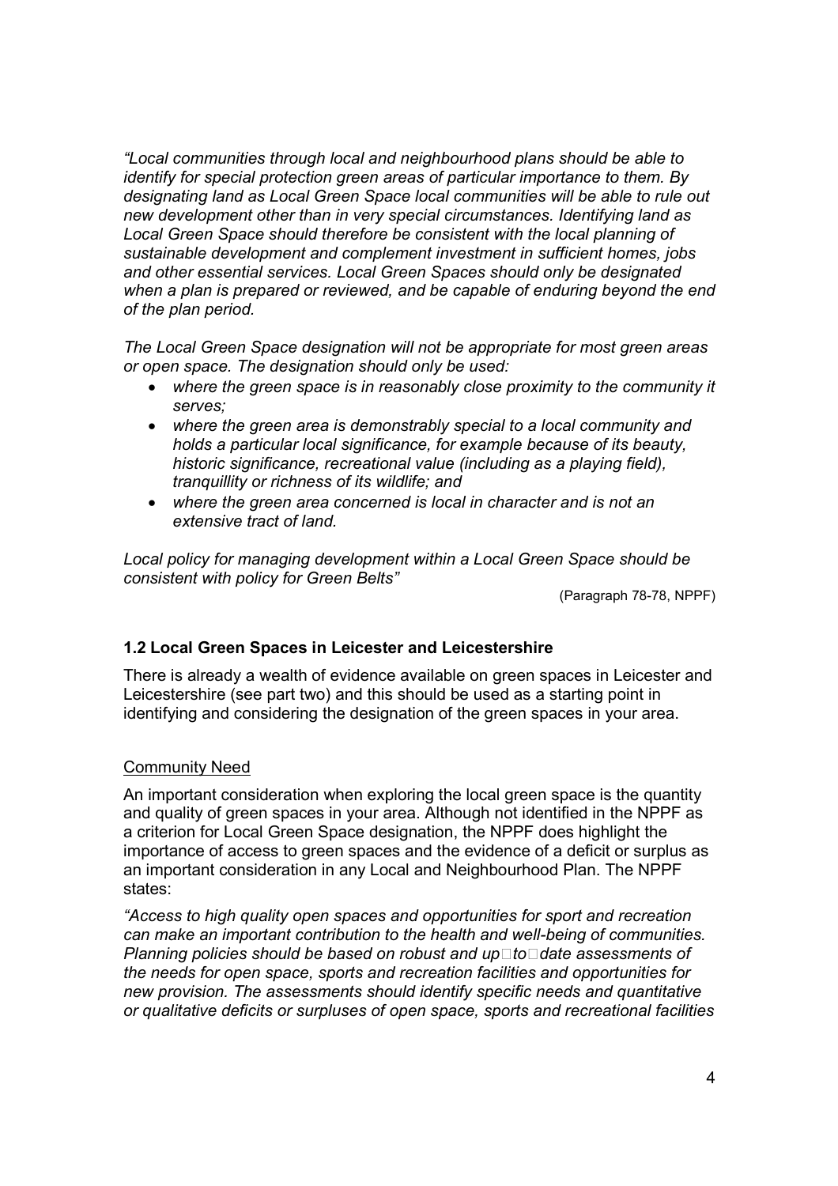*"Local communities through local and neighbourhood plans should be able to identify for special protection green areas of particular importance to them. By designating land as Local Green Space local communities will be able to rule out new development other than in very special circumstances. Identifying land as Local Green Space should therefore be consistent with the local planning of sustainable development and complement investment in sufficient homes, jobs and other essential services. Local Green Spaces should only be designated when a plan is prepared or reviewed, and be capable of enduring beyond the end of the plan period.*

*The Local Green Space designation will not be appropriate for most green areas or open space. The designation should only be used:*

- *where the green space is in reasonably close proximity to the community it serves;*
- *where the green area is demonstrably special to a local community and holds a particular local significance, for example because of its beauty, historic significance, recreational value (including as a playing field), tranquillity or richness of its wildlife; and*
- *where the green area concerned is local in character and is not an extensive tract of land.*

*Local policy for managing development within a Local Green Space should be consistent with policy for Green Belts"*

(Paragraph 78-78, NPPF)

### 1.2 Local Green Spaces in Leicester and Leicestershire

There is already a wealth of evidence available on green spaces in Leicester and Leicestershire (see part two) and this should be used as a starting point in identifying and considering the designation of the green spaces in your area.

<u>Community Need</u>

An important consideration when exploring the local green space is the quantity and quality of green spaces in your area. Although not identified in the NPPF as a criterion for Local Green Space designation, the NPPF does highlight the importance of access to green spaces and the evidence of a deficit or surplus as an important consideration in any Local and Neighbourhood Plan. The NPPF states:

*"Access to high quality open spaces and opportunities for sport and recreation can make an important contribution to the health and well-being of communities. Planning policies should be based on robust and up-to-date assessments of the needs for open space, sports and recreation facilities and opportunities for new provision. The assessments should identify specific needs and quantitative or qualitative deficits or surpluses of open space, sports and recreational facilities*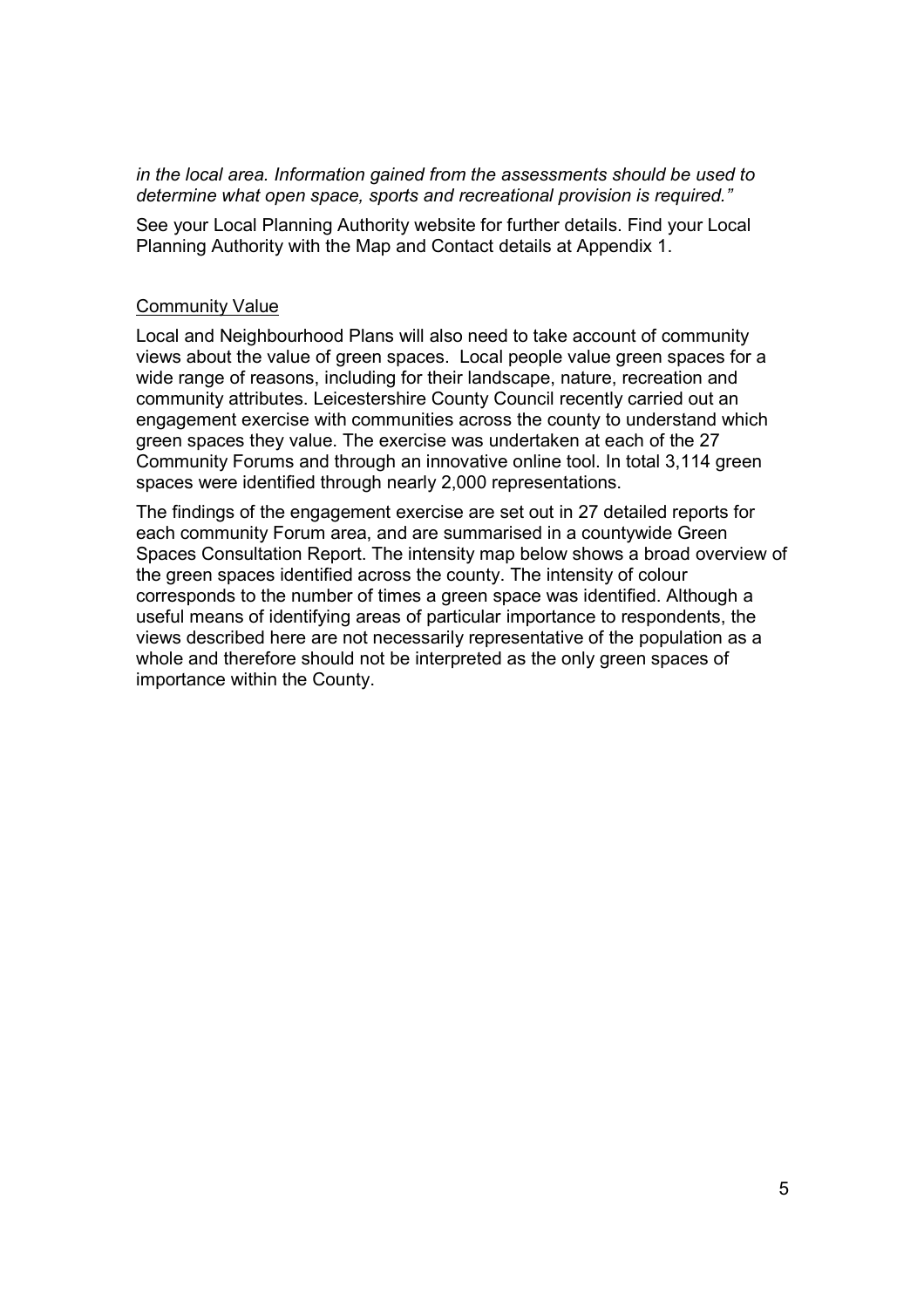*in the local area. Information gained from the assessments should be used to determine what open space, sports and recreational provision is required."*

See your Local Planning Authority website for further details. Find your Local Planning Authority with the Map and Contact details at Appendix 1.

<u>Community Value</u>

Local and Neighbourhood Plans will also need to take account of community views about the value of green spaces. Local people value green spaces for a wide range of reasons, including for their landscape, nature, recreation and community attributes. Leicestershire County Council recently carried out an engagement exercise with communities across the county to understand which green spaces they value. The exercise was undertaken at each of the 27 Community Forums and through an innovative online tool. In total 3,114 green spaces were identified through nearly 2,000 representations.

The findings of the engagement exercise are set out in 27 detailed reports for each community Forum area, and are summarised in a countywide Green Spaces Consultation Report. The intensity map below shows a broad overview of the green spaces identified across the county. The intensity of colour corresponds to the number of times a green space was identified. Although a useful means of identifying areas of particular importance to respondents, the views described here are not necessarily representative of the population as a whole and therefore should not be interpreted as the only green spaces of importance within the County.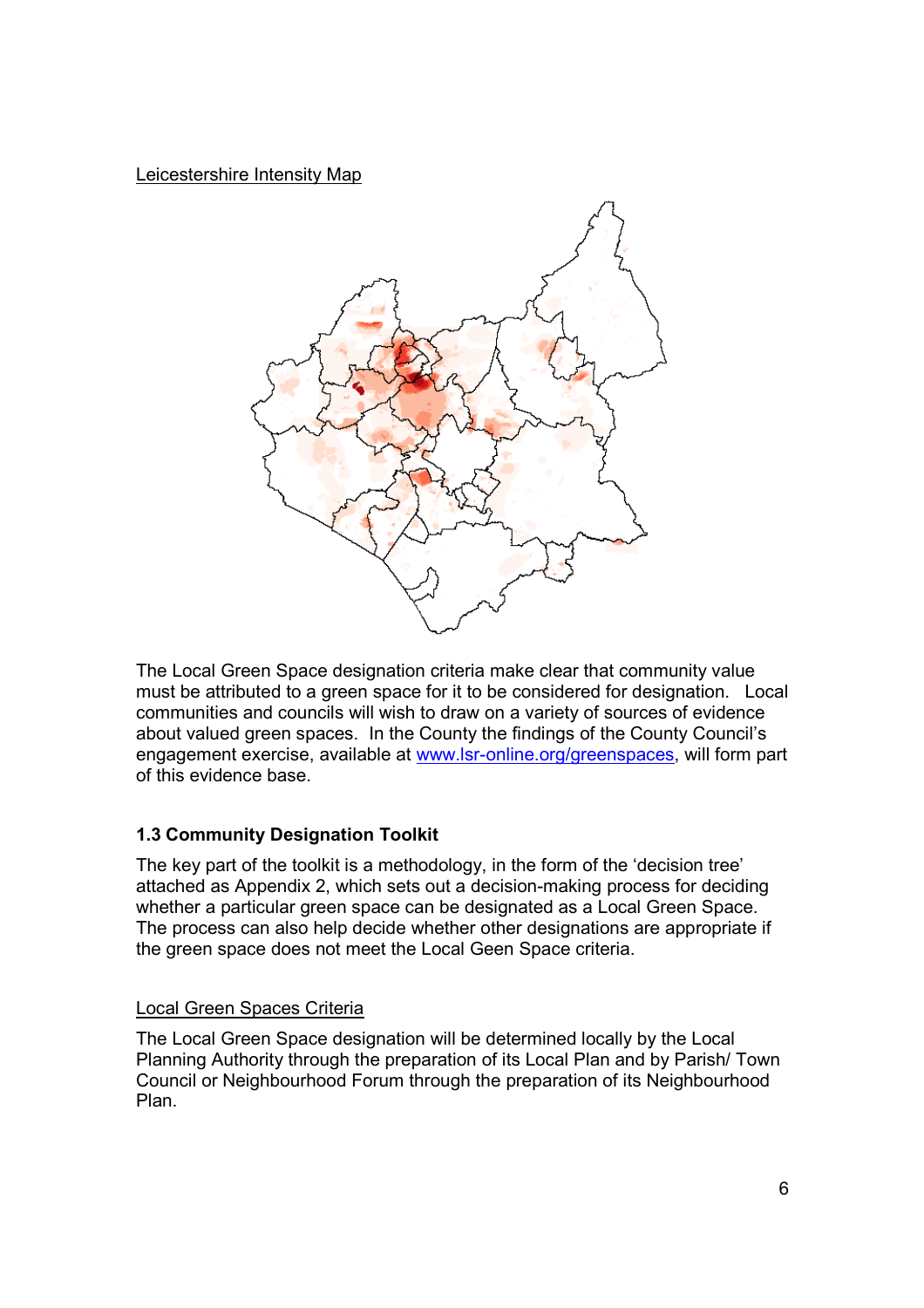Leicestershire Intensity Map

The Local Green Space designation criteria make clear that community value must be attributed to a green space for it to be considered for designation. Local communities and councils will wish to draw on a variety of sources of evidence about valued green spaces. In the County the findings of the County Council's engagement exercise, available at [www.lsr-online.org/greenspaces](http://www.lsr-online.org/greenspaces), will form part of this evidence base.

### 1.3 Community Designation Toolkit

The key part of the toolkit is a methodology, in the form of the 'decision tree' attached as Appendix 2, which sets out a decision-making process for deciding whether a particular green space can be designated as a Local Green Space. The process can also help decide whether other designations are appropriate if the green space does not meet the Local Geen Space criteria.

Local Green Spaces Criteria

The Local Green Space designation will be determined locally by the Local Planning Authority through the preparation of its Local Plan and by Parish/ Town Council or Neighbourhood Forum through the preparation of its Neighbourhood Plan.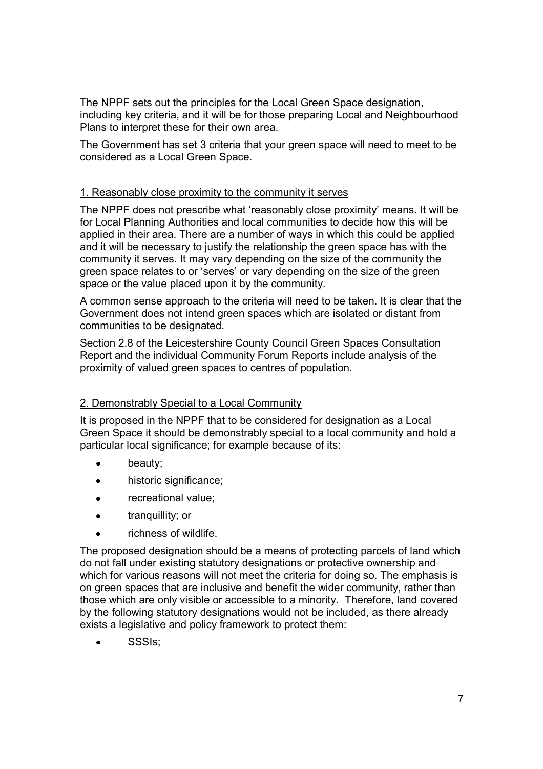The NPPF sets out the principles for the Local Green Space designation, including key criteria, and it will be for those preparing Local and Neighbourhood Plans to interpret these for their own area.

The Government has set 3 criteria that your green space will need to meet to be considered as a Local Green Space.

### 1. Reasonably close proximity to the community it serves

The NPPF does not prescribe what 'reasonably close proximity' means. It will be for Local Planning Authorities and local communities to decide how this will be applied in their area. There are a number of ways in which this could be applied and it will be necessary to justify the relationship the green space has with the community it serves. It may vary depending on the size of the community the green space relates to or 'serves' or vary depending on the size of the green space or the value placed upon it by the community.

A common sense approach to the criteria will need to be taken. It is clear that the Government does not intend green spaces which are isolated or distant from communities to be designated.

Section 2.8 of the Leicestershire County Council Green Spaces Consultation Report and the individual Community Forum Reports include analysis of the proximity of valued green spaces to centres of population.

### 2. Demonstrably Special to a Local Community

It is proposed in the NPPF that to be considered for designation as a Local Green Space it should be demonstrably special to a local community and hold a particular local significance; for example because of its:

- beauty;
- historic significance;
- recreational value;
- tranquillity; or
- richness of wildlife.

The proposed designation should be a means of protecting parcels of land which do not fall under existing statutory designations or protective ownership and which for various reasons will not meet the criteria for doing so. The emphasis is on green spaces that are inclusive and benefit the wider community, rather than those which are only visible or accessible to a minority. Therefore, land covered by the following statutory designations would not be included, as there already exists a legislative and policy framework to protect them:

- SSSIs;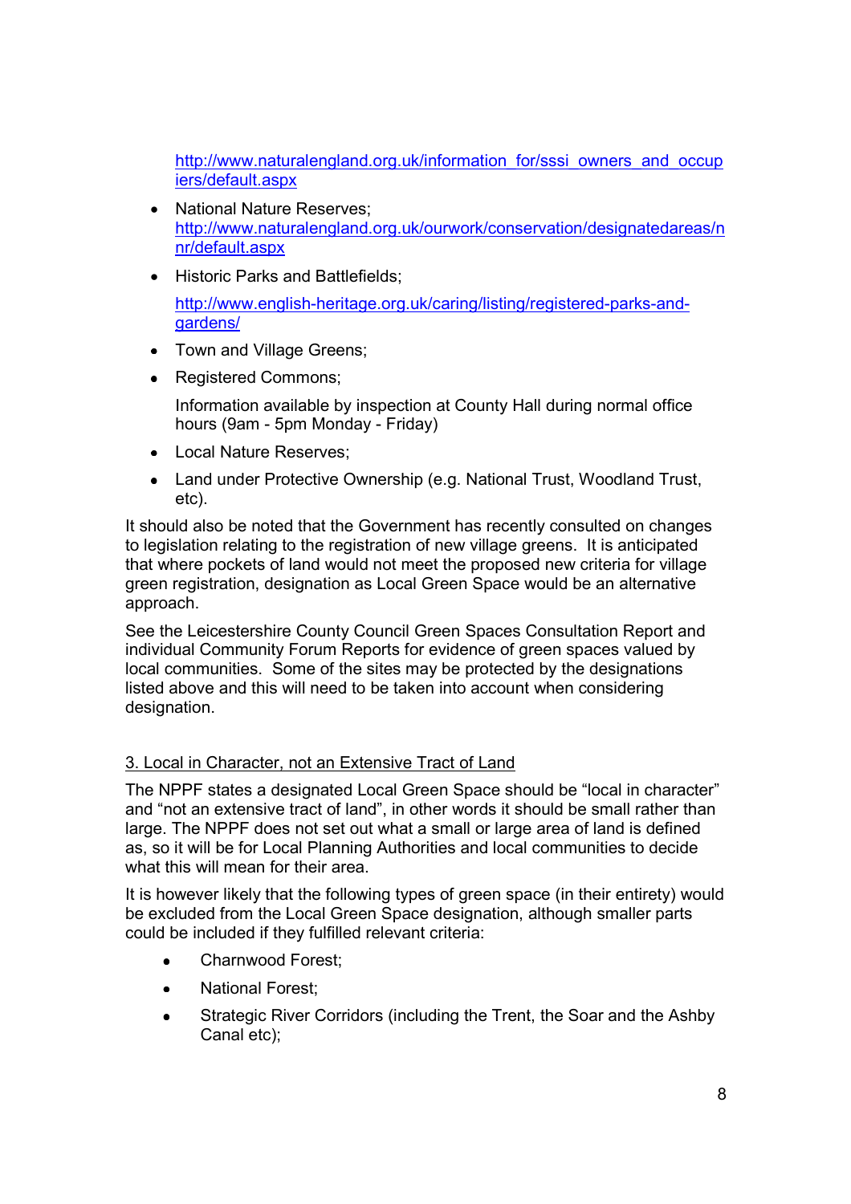http://www.naturalengland.org.uk/information_for/sssi_owners_and_occupiers/default.aspx

- National Nature Reserves;
  http://www.naturalengland.org.uk/ourwork/conservation/designatedareas/nnr/default.aspx
- Historic Parks and Battlefields;

  http://www.english-heritage.org.uk/caring/listing/registered-parks-and-gardens/
- Town and Village Greens;
- Registered Commons;

  Information available by inspection at County Hall during normal office hours (9am - 5pm Monday - Friday)
- Local Nature Reserves;
- Land under Protective Ownership (e.g. National Trust, Woodland Trust, etc).

It should also be noted that the Government has recently consulted on changes to legislation relating to the registration of new village greens. It is anticipated that where pockets of land would not meet the proposed new criteria for village green registration, designation as Local Green Space would be an alternative approach.

See the Leicestershire County Council Green Spaces Consultation Report and individual Community Forum Reports for evidence of green spaces valued by local communities. Some of the sites may be protected by the designations listed above and this will need to be taken into account when considering designation.

### 3. Local in Character, not an Extensive Tract of Land

The NPPF states a designated Local Green Space should be "local in character" and "not an extensive tract of land", in other words it should be small rather than large. The NPPF does not set out what a small or large area of land is defined as, so it will be for Local Planning Authorities and local communities to decide what this will mean for their area.

It is however likely that the following types of green space (in their entirety) would be excluded from the Local Green Space designation, although smaller parts could be included if they fulfilled relevant criteria:

- Charnwood Forest;
- National Forest;
- Strategic River Corridors (including the Trent, the Soar and the Ashby Canal etc);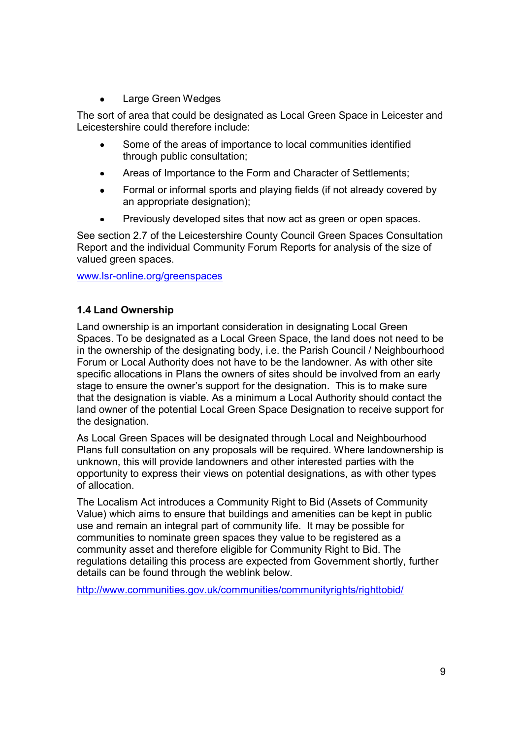- Large Green Wedges

The sort of area that could be designated as Local Green Space in Leicester and Leicestershire could therefore include:

- Some of the areas of importance to local communities identified through public consultation;
- Areas of Importance to the Form and Character of Settlements;
- Formal or informal sports and playing fields (if not already covered by an appropriate designation);
- Previously developed sites that now act as green or open spaces.

See section 2.7 of the Leicestershire County Council Green Spaces Consultation Report and the individual Community Forum Reports for analysis of the size of valued green spaces.

www.lsr-online.org/greenspaces

### 1.4 Land Ownership

Land ownership is an important consideration in designating Local Green Spaces. To be designated as a Local Green Space, the land does not need to be in the ownership of the designating body, i.e. the Parish Council / Neighbourhood Forum or Local Authority does not have to be the landowner. As with other site specific allocations in Plans the owners of sites should be involved from an early stage to ensure the owner's support for the designation. This is to make sure that the designation is viable. As a minimum a Local Authority should contact the land owner of the potential Local Green Space Designation to receive support for the designation.

As Local Green Spaces will be designated through Local and Neighbourhood Plans full consultation on any proposals will be required. Where landownership is unknown, this will provide landowners and other interested parties with the opportunity to express their views on potential designations, as with other types of allocation.

The Localism Act introduces a Community Right to Bid (Assets of Community Value) which aims to ensure that buildings and amenities can be kept in public use and remain an integral part of community life. It may be possible for communities to nominate green spaces they value to be registered as a community asset and therefore eligible for Community Right to Bid. The regulations detailing this process are expected from Government shortly, further details can be found through the weblink below.

http://www.communities.gov.uk/communities/communityrights/righttobid/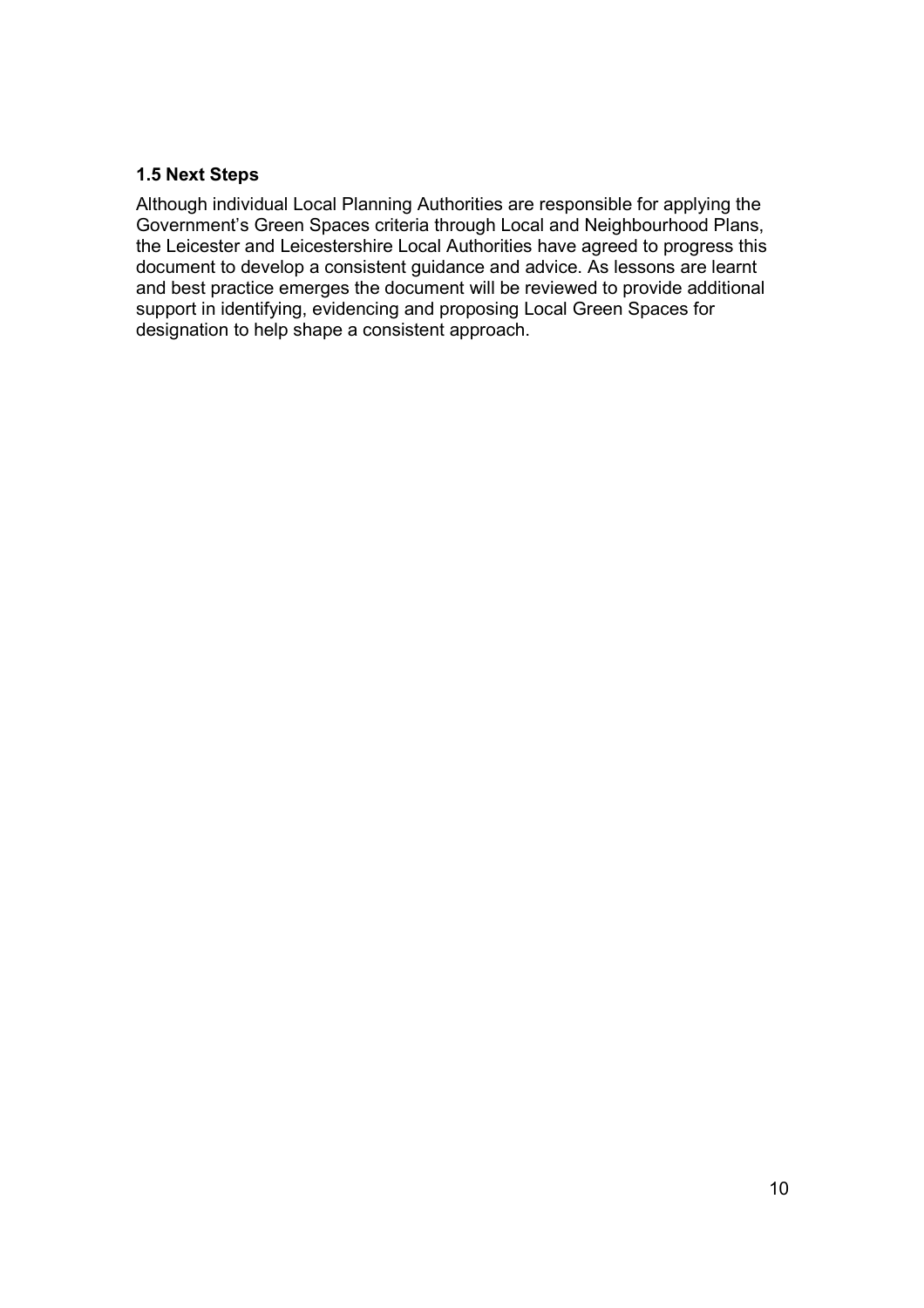### 1.5 Next Steps

Although individual Local Planning Authorities are responsible for applying the Government's Green Spaces criteria through Local and Neighbourhood Plans, the Leicester and Leicestershire Local Authorities have agreed to progress this document to develop a consistent guidance and advice. As lessons are learnt and best practice emerges the document will be reviewed to provide additional support in identifying, evidencing and proposing Local Green Spaces for designation to help shape a consistent approach.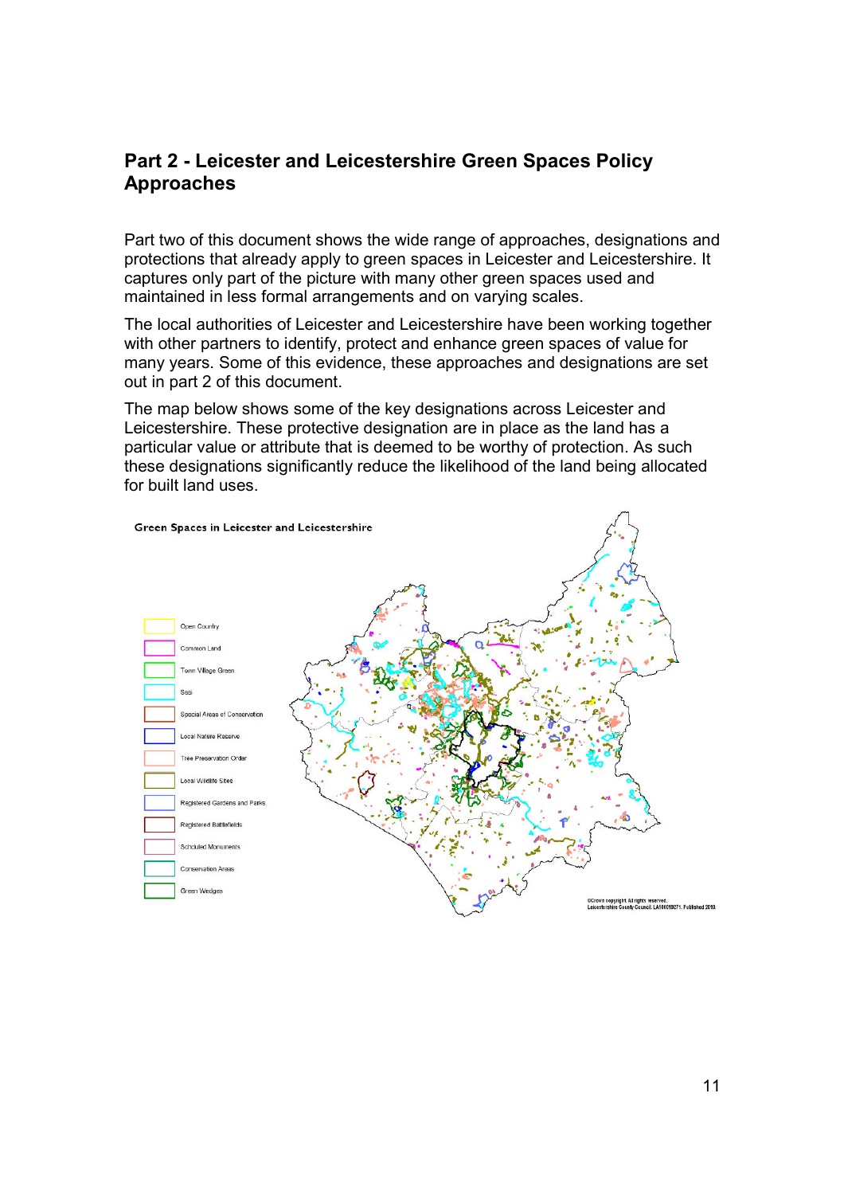## Part 2 - Leicester and Leicestershire Green Spaces Policy Approaches

Part two of this document shows the wide range of approaches, designations and protections that already apply to green spaces in Leicester and Leicestershire. It captures only part of the picture with many other green spaces used and maintained in less formal arrangements and on varying scales.

The local authorities of Leicester and Leicestershire have been working together with other partners to identify, protect and enhance green spaces of value for many years. Some of this evidence, these approaches and designations are set out in part 2 of this document.

The map below shows some of the key designations across Leicester and Leicestershire. These protective designation are in place as the land has a particular value or attribute that is deemed to be worthy of protection. As such these designations significantly reduce the likelihood of the land being allocated for built land uses.

Green Spaces in Leicester and Leicestershire

- Open Country
- Common Land
- Town Village Green
- Sssi
- Special Areas of Conservation
- Local Nature Reserve
- Tree Preservation Order
- Local Wildlife Sites
- Registered Gardens and Parks
- Registered Battlefields
- Scheduled Monuments
- Conservation Areas
- Green Wedges

©Crown copyright. All rights reserved. Leicestershire County Council. LA100019271. Published 2010.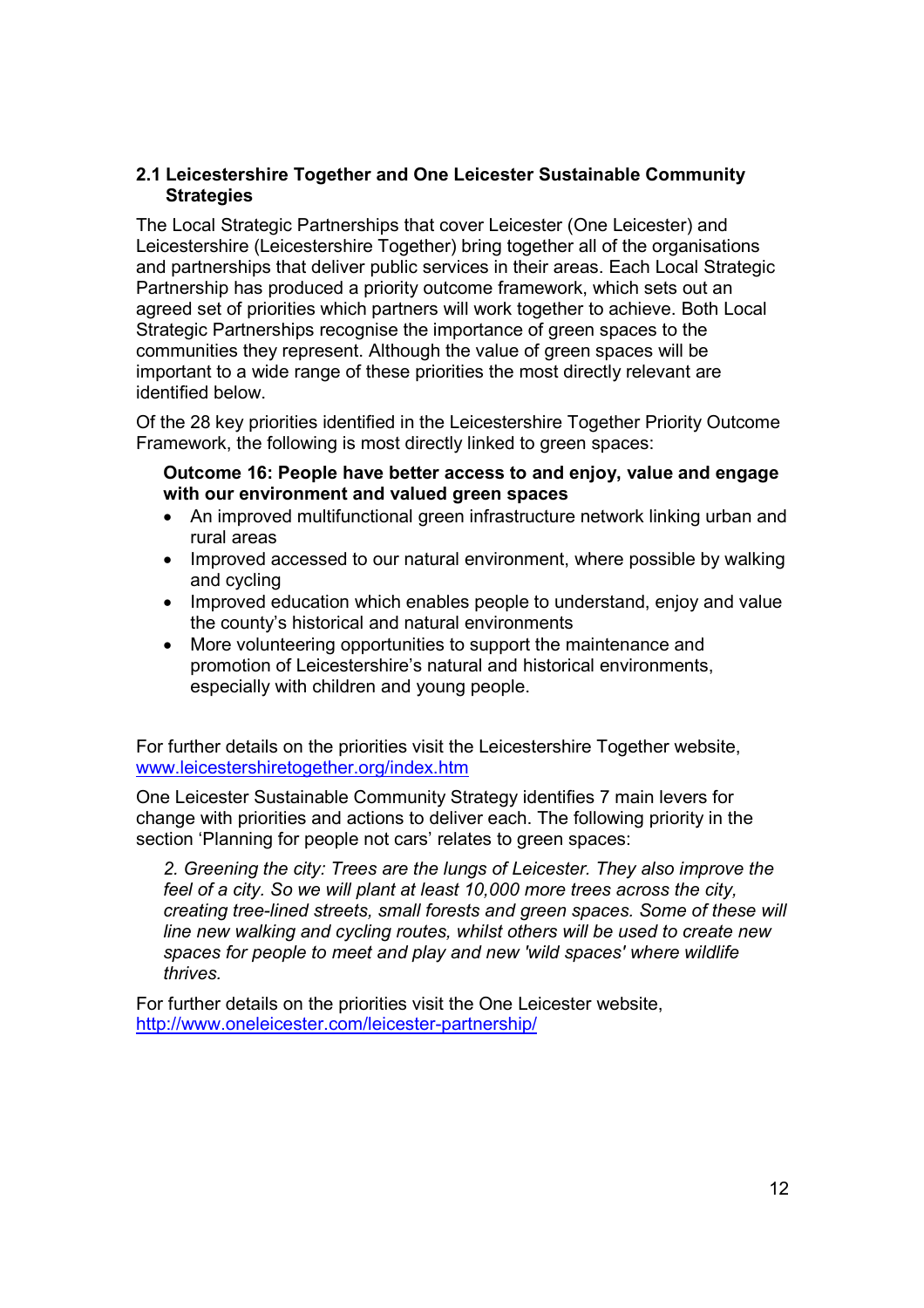## 2.1 Leicestershire Together and One Leicester Sustainable Community Strategies

The Local Strategic Partnerships that cover Leicester (One Leicester) and Leicestershire (Leicestershire Together) bring together all of the organisations and partnerships that deliver public services in their areas. Each Local Strategic Partnership has produced a priority outcome framework, which sets out an agreed set of priorities which partners will work together to achieve. Both Local Strategic Partnerships recognise the importance of green spaces to the communities they represent. Although the value of green spaces will be important to a wide range of these priorities the most directly relevant are identified below.

Of the 28 key priorities identified in the Leicestershire Together Priority Outcome Framework, the following is most directly linked to green spaces:

**Outcome 16: People have better access to and enjoy, value and engage with our environment and valued green spaces**

- An improved multifunctional green infrastructure network linking urban and rural areas
- Improved accessed to our natural environment, where possible by walking and cycling
- Improved education which enables people to understand, enjoy and value the county's historical and natural environments
- More volunteering opportunities to support the maintenance and promotion of Leicestershire's natural and historical environments, especially with children and young people.

For further details on the priorities visit the Leicestershire Together website, www.leicestershiretogether.org/index.htm

One Leicester Sustainable Community Strategy identifies 7 main levers for change with priorities and actions to deliver each. The following priority in the section 'Planning for people not cars' relates to green spaces:

*2. Greening the city: Trees are the lungs of Leicester. They also improve the feel of a city. So we will plant at least 10,000 more trees across the city, creating tree-lined streets, small forests and green spaces. Some of these will line new walking and cycling routes, whilst others will be used to create new spaces for people to meet and play and new 'wild spaces' where wildlife thrives.*

For further details on the priorities visit the One Leicester website, http://www.oneleicester.com/leicester-partnership/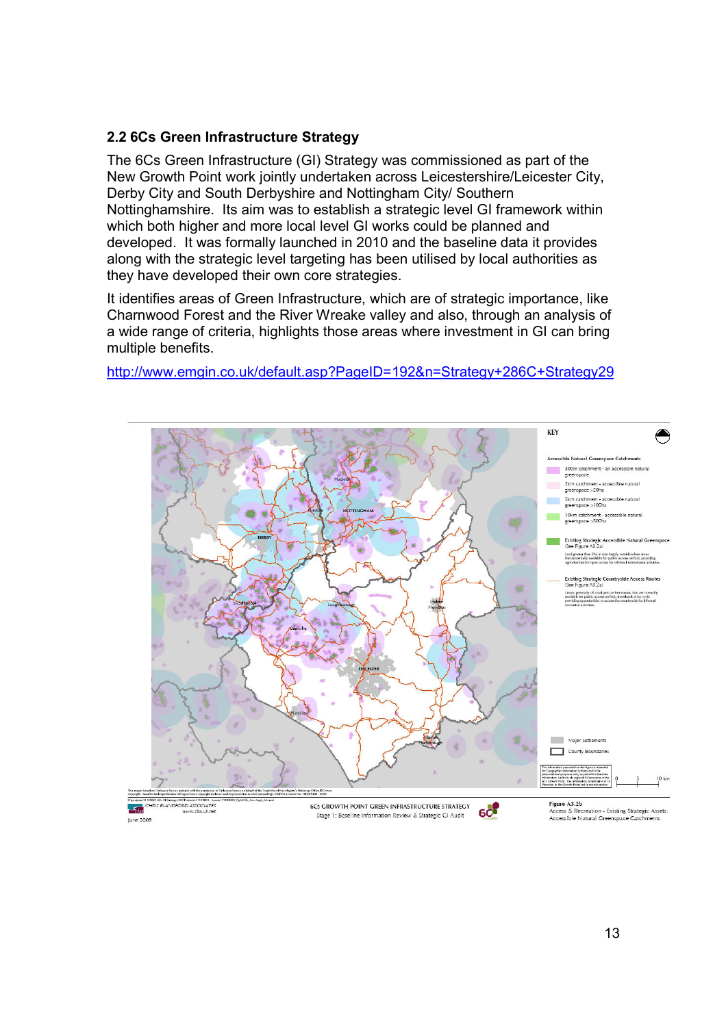## 2.2 6Cs Green Infrastructure Strategy

The 6Cs Green Infrastructure (GI) Strategy was commissioned as part of the New Growth Point work jointly undertaken across Leicestershire/Leicester City, Derby City and South Derbyshire and Nottingham City/ Southern Nottinghamshire. Its aim was to establish a strategic level GI framework within which both higher and more local level GI works could be planned and developed. It was formally launched in 2010 and the baseline data it provides along with the strategic level targeting has been utilised by local authorities as they have developed their own core strategies.

It identifies areas of Green Infrastructure, which are of strategic importance, like Charnwood Forest and the River Wreake valley and also, through an analysis of a wide range of criteria, highlights those areas where investment in GI can bring multiple benefits.

http://www.emgin.co.uk/default.asp?PageID=192&n=Strategy+286C+Strategy29

Figure A3.2b
Access & Recreation - Existing Strategic Assets: Accessible Natural Greenspace Catchments

6Cs GROWTH POINT GREEN INFRASTRUCTURE STRATEGY
Stage 1: Baseline Information Review & Strategic GI Audit

CHRIS BLANDFORD ASSOCIATES
June 2009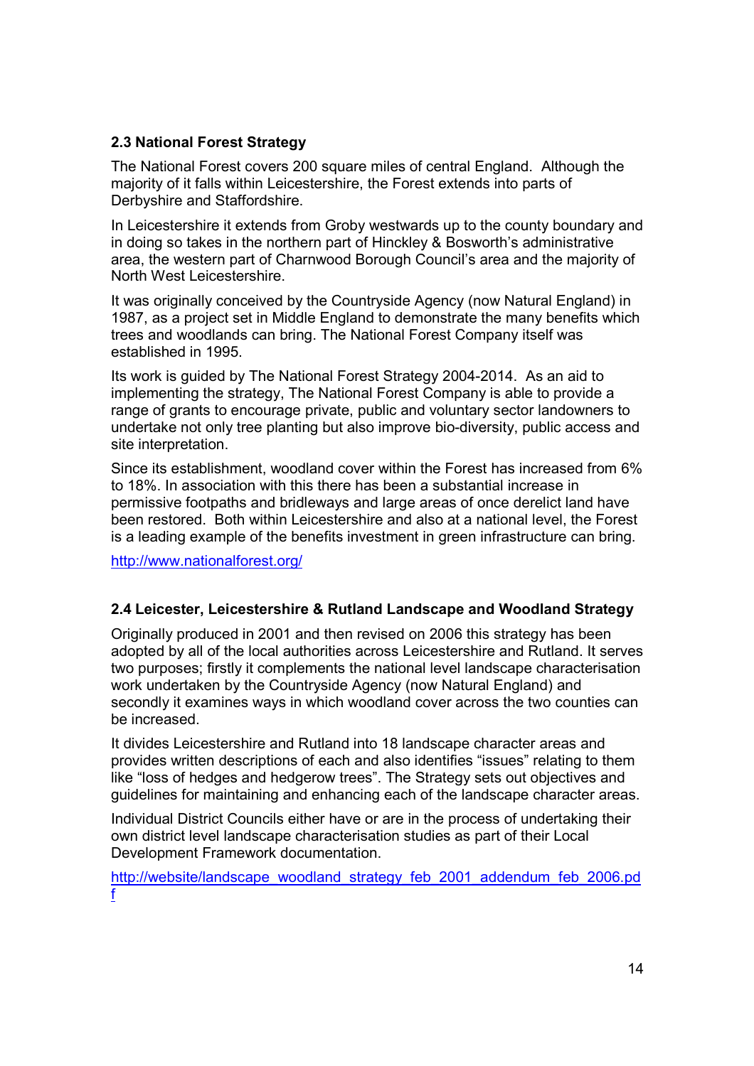## 2.3 National Forest Strategy

The National Forest covers 200 square miles of central England. Although the majority of it falls within Leicestershire, the Forest extends into parts of Derbyshire and Staffordshire.

In Leicestershire it extends from Groby westwards up to the county boundary and in doing so takes in the northern part of Hinckley & Bosworth's administrative area, the western part of Charnwood Borough Council's area and the majority of North West Leicestershire.

It was originally conceived by the Countryside Agency (now Natural England) in 1987, as a project set in Middle England to demonstrate the many benefits which trees and woodlands can bring. The National Forest Company itself was established in 1995.

Its work is guided by The National Forest Strategy 2004-2014. As an aid to implementing the strategy, The National Forest Company is able to provide a range of grants to encourage private, public and voluntary sector landowners to undertake not only tree planting but also improve bio-diversity, public access and site interpretation.

Since its establishment, woodland cover within the Forest has increased from 6% to 18%. In association with this there has been a substantial increase in permissive footpaths and bridleways and large areas of once derelict land have been restored. Both within Leicestershire and also at a national level, the Forest is a leading example of the benefits investment in green infrastructure can bring.

http://www.nationalforest.org/

## 2.4 Leicester, Leicestershire & Rutland Landscape and Woodland Strategy

Originally produced in 2001 and then revised on 2006 this strategy has been adopted by all of the local authorities across Leicestershire and Rutland. It serves two purposes; firstly it complements the national level landscape characterisation work undertaken by the Countryside Agency (now Natural England) and secondly it examines ways in which woodland cover across the two counties can be increased.

It divides Leicestershire and Rutland into 18 landscape character areas and provides written descriptions of each and also identifies "issues" relating to them like "loss of hedges and hedgerow trees". The Strategy sets out objectives and guidelines for maintaining and enhancing each of the landscape character areas.

Individual District Councils either have or are in the process of undertaking their own district level landscape characterisation studies as part of their Local Development Framework documentation.

http://website/landscape_woodland_strategy_feb_2001_addendum_feb_2006.pdf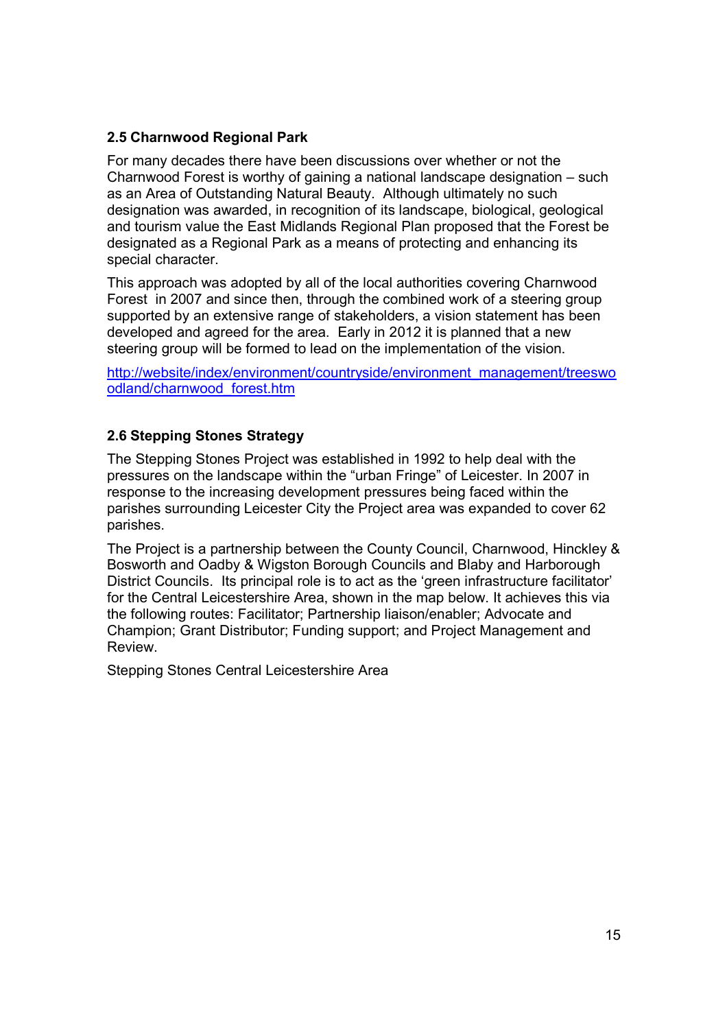### 2.5 Charnwood Regional Park

For many decades there have been discussions over whether or not the Charnwood Forest is worthy of gaining a national landscape designation – such as an Area of Outstanding Natural Beauty. Although ultimately no such designation was awarded, in recognition of its landscape, biological, geological and tourism value the East Midlands Regional Plan proposed that the Forest be designated as a Regional Park as a means of protecting and enhancing its special character.

This approach was adopted by all of the local authorities covering Charnwood Forest in 2007 and since then, through the combined work of a steering group supported by an extensive range of stakeholders, a vision statement has been developed and agreed for the area. Early in 2012 it is planned that a new steering group will be formed to lead on the implementation of the vision.

[http://website/index/environment/countryside/environment_management/treeswoodland/charnwood_forest.htm](http://website/index/environment/countryside/environment_management/treeswoodland/charnwood_forest.htm)

### 2.6 Stepping Stones Strategy

The Stepping Stones Project was established in 1992 to help deal with the pressures on the landscape within the "urban Fringe" of Leicester. In 2007 in response to the increasing development pressures being faced within the parishes surrounding Leicester City the Project area was expanded to cover 62 parishes.

The Project is a partnership between the County Council, Charnwood, Hinckley & Bosworth and Oadby & Wigston Borough Councils and Blaby and Harborough District Councils. Its principal role is to act as the 'green infrastructure facilitator' for the Central Leicestershire Area, shown in the map below. It achieves this via the following routes: Facilitator; Partnership liaison/enabler; Advocate and Champion; Grant Distributor; Funding support; and Project Management and Review.

Stepping Stones Central Leicestershire Area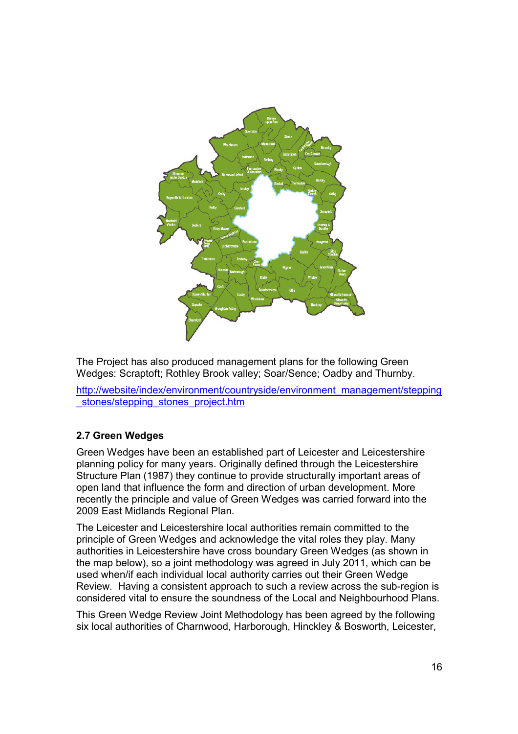The Project has also produced management plans for the following Green Wedges: Scraptoft; Rothley Brook valley; Soar/Sence; Oadby and Thurnby.

http://website/index/environment/countryside/environment_management/stepping_stones/stepping_stones_project.htm

### 2.7 Green Wedges

Green Wedges have been an established part of Leicester and Leicestershire planning policy for many years. Originally defined through the Leicestershire Structure Plan (1987) they continue to provide structurally important areas of open land that influence the form and direction of urban development. More recently the principle and value of Green Wedges was carried forward into the 2009 East Midlands Regional Plan.

The Leicester and Leicestershire local authorities remain committed to the principle of Green Wedges and acknowledge the vital roles they play. Many authorities in Leicestershire have cross boundary Green Wedges (as shown in the map below), so a joint methodology was agreed in July 2011, which can be used when/if each individual local authority carries out their Green Wedge Review. Having a consistent approach to such a review across the sub-region is considered vital to ensure the soundness of the Local and Neighbourhood Plans.

This Green Wedge Review Joint Methodology has been agreed by the following six local authorities of Charnwood, Harborough, Hinckley & Bosworth, Leicester,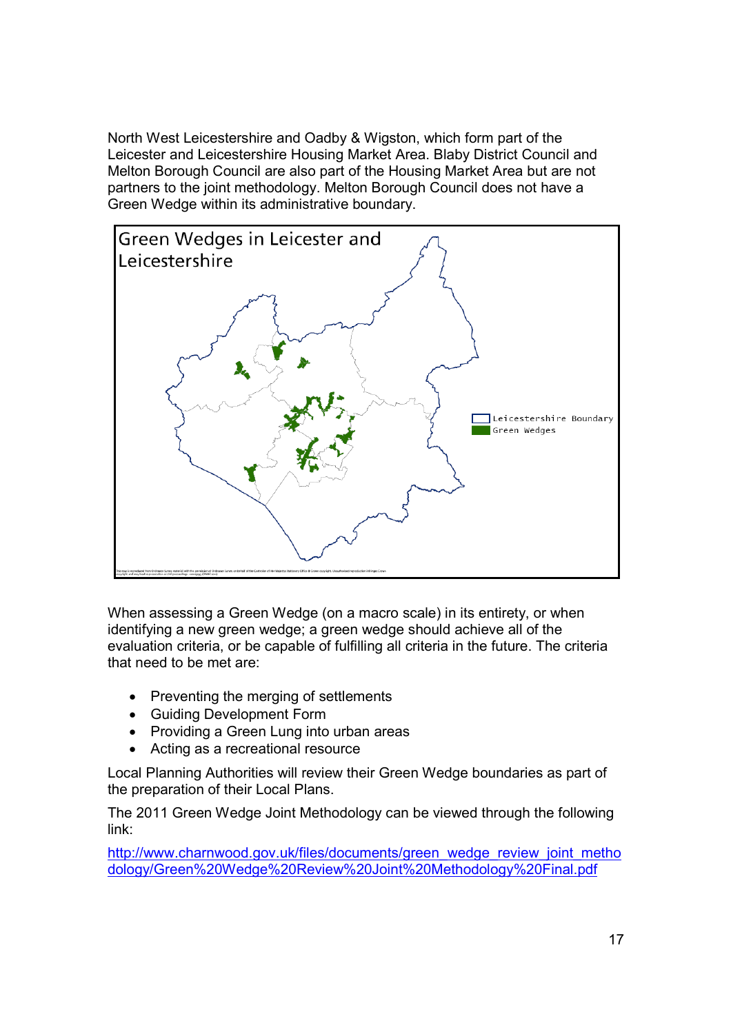North West Leicestershire and Oadby & Wigston, which form part of the Leicester and Leicestershire Housing Market Area. Blaby District Council and Melton Borough Council are also part of the Housing Market Area but are not partners to the joint methodology. Melton Borough Council does not have a Green Wedge within its administrative boundary.

Green Wedges in Leicester and Leicestershire

Leicestershire Boundary
Green Wedges

When assessing a Green Wedge (on a macro scale) in its entirety, or when identifying a new green wedge; a green wedge should achieve all of the evaluation criteria, or be capable of fulfilling all criteria in the future. The criteria that need to be met are:

- Preventing the merging of settlements
- Guiding Development Form
- Providing a Green Lung into urban areas
- Acting as a recreational resource

Local Planning Authorities will review their Green Wedge boundaries as part of the preparation of their Local Plans.

The 2011 Green Wedge Joint Methodology can be viewed through the following link:

[http://www.charnwood.gov.uk/files/documents/green_wedge_review_joint_methodology/Green%20Wedge%20Review%20Joint%20Methodology%20Final.pdf](http://www.charnwood.gov.uk/files/documents/green_wedge_review_joint_methodology/Green%20Wedge%20Review%20Joint%20Methodology%20Final.pdf)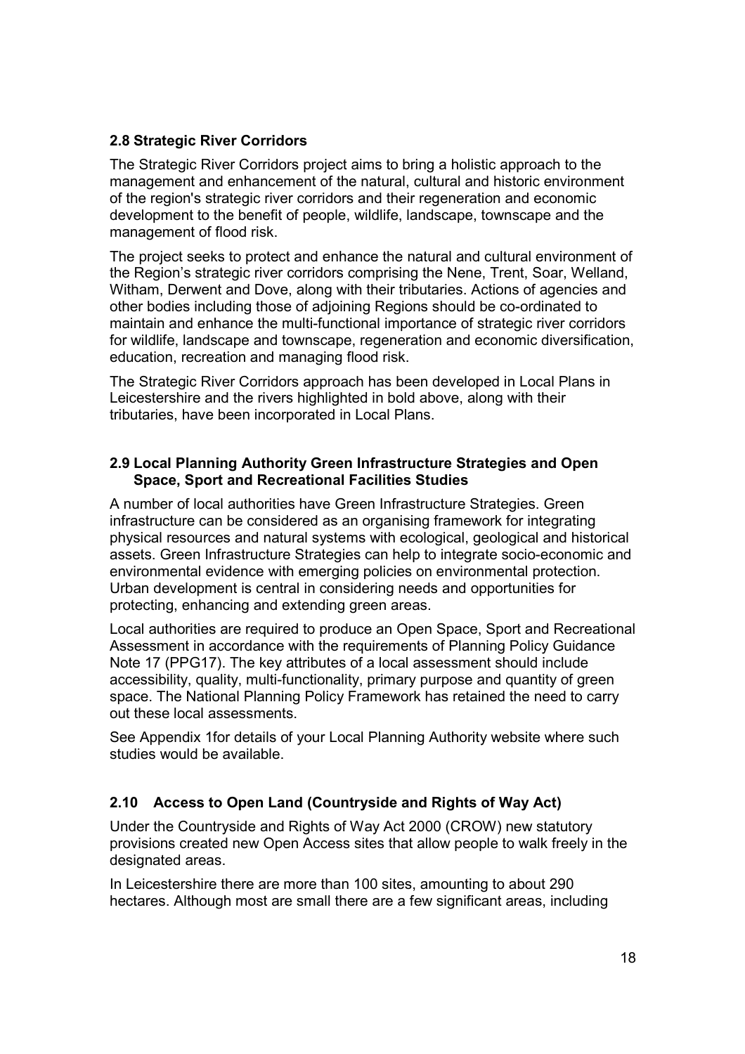## 2.8 Strategic River Corridors

The Strategic River Corridors project aims to bring a holistic approach to the management and enhancement of the natural, cultural and historic environment of the region's strategic river corridors and their regeneration and economic development to the benefit of people, wildlife, landscape, townscape and the management of flood risk.

The project seeks to protect and enhance the natural and cultural environment of the Region's strategic river corridors comprising the Nene, Trent, Soar, Welland, Witham, Derwent and Dove, along with their tributaries. Actions of agencies and other bodies including those of adjoining Regions should be co-ordinated to maintain and enhance the multi-functional importance of strategic river corridors for wildlife, landscape and townscape, regeneration and economic diversification, education, recreation and managing flood risk.

The Strategic River Corridors approach has been developed in Local Plans in Leicestershire and the rivers highlighted in bold above, along with their tributaries, have been incorporated in Local Plans.

## 2.9 Local Planning Authority Green Infrastructure Strategies and Open Space, Sport and Recreational Facilities Studies

A number of local authorities have Green Infrastructure Strategies. Green infrastructure can be considered as an organising framework for integrating physical resources and natural systems with ecological, geological and historical assets. Green Infrastructure Strategies can help to integrate socio-economic and environmental evidence with emerging policies on environmental protection. Urban development is central in considering needs and opportunities for protecting, enhancing and extending green areas.

Local authorities are required to produce an Open Space, Sport and Recreational Assessment in accordance with the requirements of Planning Policy Guidance Note 17 (PPG17). The key attributes of a local assessment should include accessibility, quality, multi-functionality, primary purpose and quantity of green space. The National Planning Policy Framework has retained the need to carry out these local assessments.

See Appendix 1for details of your Local Planning Authority website where such studies would be available.

## 2.10 Access to Open Land (Countryside and Rights of Way Act)

Under the Countryside and Rights of Way Act 2000 (CROW) new statutory provisions created new Open Access sites that allow people to walk freely in the designated areas.

In Leicestershire there are more than 100 sites, amounting to about 290 hectares. Although most are small there are a few significant areas, including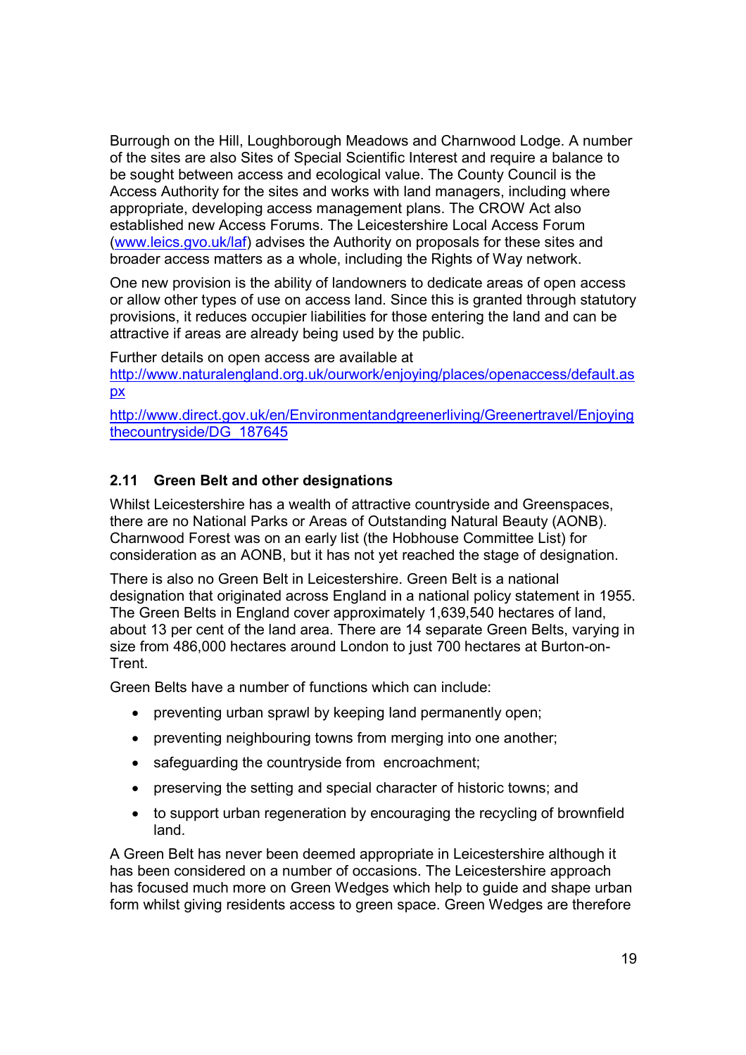Burrough on the Hill, Loughborough Meadows and Charnwood Lodge. A number of the sites are also Sites of Special Scientific Interest and require a balance to be sought between access and ecological value. The County Council is the Access Authority for the sites and works with land managers, including where appropriate, developing access management plans. The CROW Act also established new Access Forums. The Leicestershire Local Access Forum (www.leics.gvo.uk/laf) advises the Authority on proposals for these sites and broader access matters as a whole, including the Rights of Way network.

One new provision is the ability of landowners to dedicate areas of open access or allow other types of use on access land. Since this is granted through statutory provisions, it reduces occupier liabilities for those entering the land and can be attractive if areas are already being used by the public.

Further details on open access are available at
http://www.naturalengland.org.uk/ourwork/enjoying/places/openaccess/default.aspx

http://www.direct.gov.uk/en/Environmentandgreenerliving/Greenertravel/Enjoyingthecountryside/DG_187645

### 2.11 Green Belt and other designations

Whilst Leicestershire has a wealth of attractive countryside and Greenspaces, there are no National Parks or Areas of Outstanding Natural Beauty (AONB). Charnwood Forest was on an early list (the Hobhouse Committee List) for consideration as an AONB, but it has not yet reached the stage of designation.

There is also no Green Belt in Leicestershire. Green Belt is a national designation that originated across England in a national policy statement in 1955. The Green Belts in England cover approximately 1,639,540 hectares of land, about 13 per cent of the land area. There are 14 separate Green Belts, varying in size from 486,000 hectares around London to just 700 hectares at Burton-on-Trent.

Green Belts have a number of functions which can include:

- preventing urban sprawl by keeping land permanently open;
- preventing neighbouring towns from merging into one another;
- safeguarding the countryside from encroachment;
- preserving the setting and special character of historic towns; and
- to support urban regeneration by encouraging the recycling of brownfield land.

A Green Belt has never been deemed appropriate in Leicestershire although it has been considered on a number of occasions. The Leicestershire approach has focused much more on Green Wedges which help to guide and shape urban form whilst giving residents access to green space. Green Wedges are therefore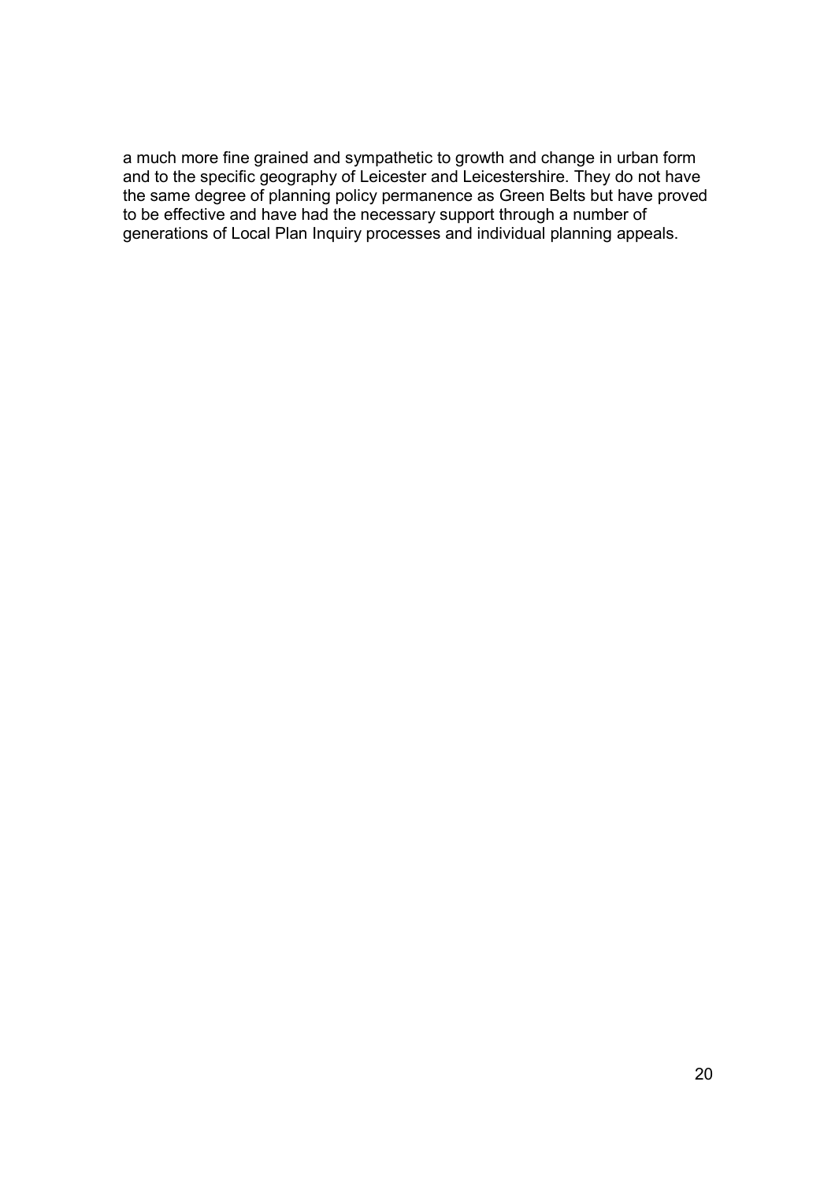a much more fine grained and sympathetic to growth and change in urban form and to the specific geography of Leicester and Leicestershire. They do not have the same degree of planning policy permanence as Green Belts but have proved to be effective and have had the necessary support through a number of generations of Local Plan Inquiry processes and individual planning appeals.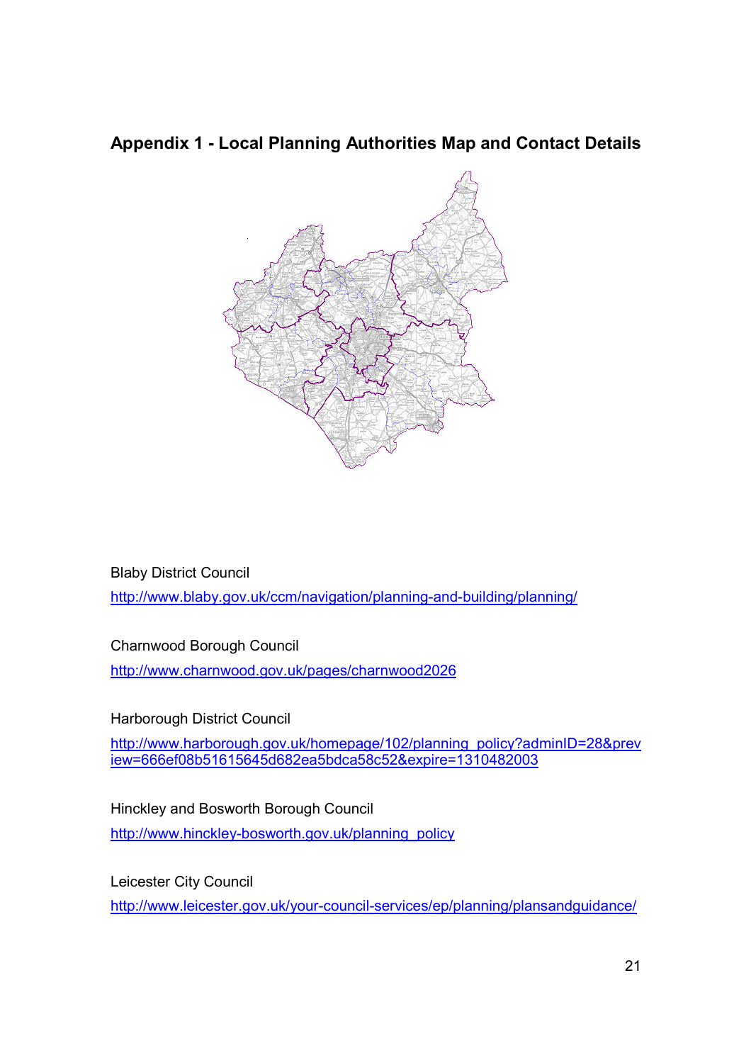## Appendix 1 - Local Planning Authorities Map and Contact Details

Blaby District Council

http://www.blaby.gov.uk/ccm/navigation/planning-and-building/planning/

Charnwood Borough Council

http://www.charnwood.gov.uk/pages/charnwood2026

Harborough District Council

http://www.harborough.gov.uk/homepage/102/planning_policy?adminID=28&preview=666ef08b51615645d682ea5bdca58c52&expire=1310482003

Hinckley and Bosworth Borough Council

http://www.hinckley-bosworth.gov.uk/planning_policy

Leicester City Council

http://www.leicester.gov.uk/your-council-services/ep/planning/plansandguidance/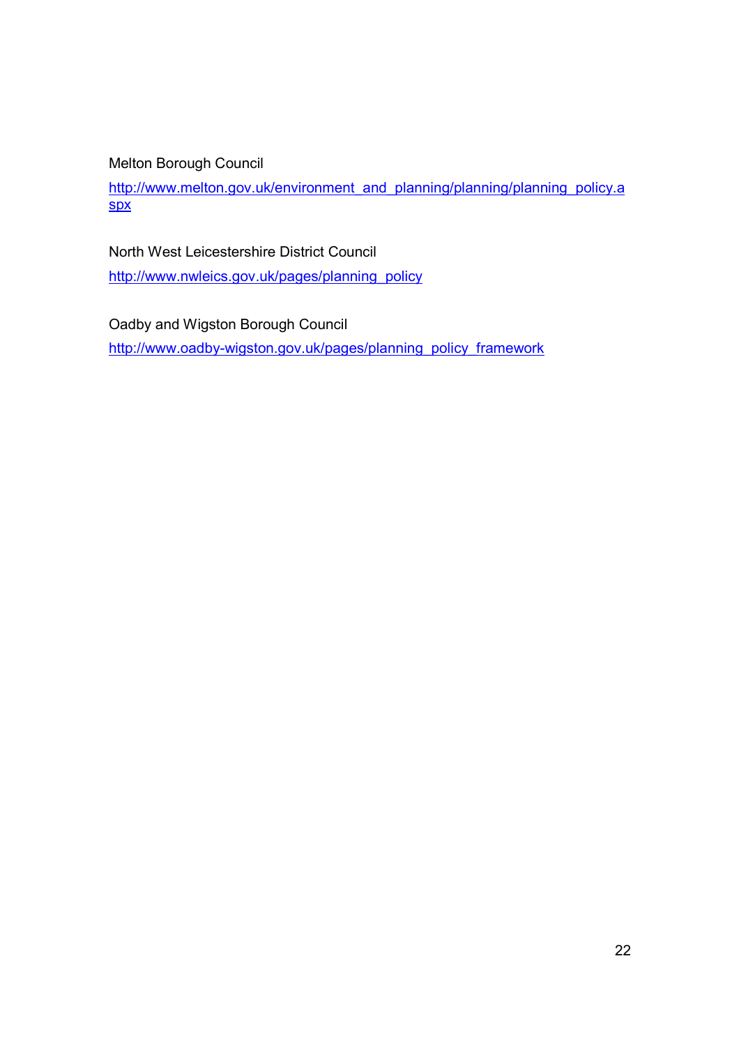Melton Borough Council

http://www.melton.gov.uk/environment_and_planning/planning/planning_policy.aspx

North West Leicestershire District Council

http://www.nwleics.gov.uk/pages/planning_policy

Oadby and Wigston Borough Council

http://www.oadby-wigston.gov.uk/pages/planning_policy_framework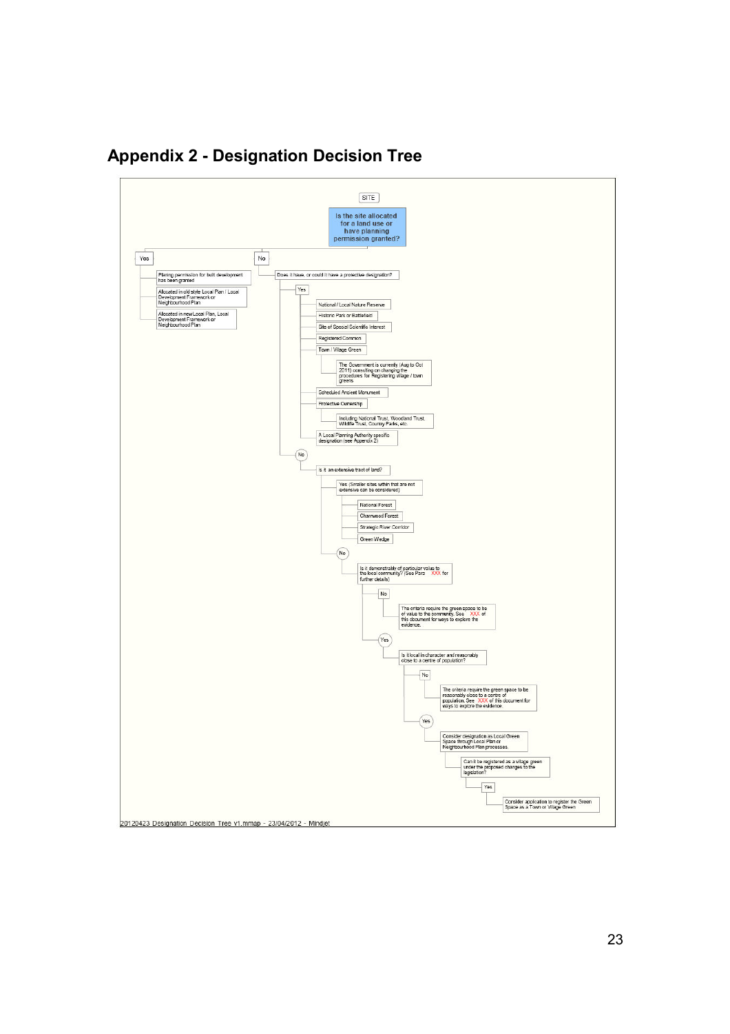## Appendix 2 - Designation Decision Tree

SITE

Is the site allocated for a land use or have planning permission granted?

Yes

Planing permission for built development has been granted

Allocated in old style Local Plan / Local Development Framework or Neighbourhood Plan

Allocated in new Local Plan, Local Development Framework or Neighbourhood Plan

No

Does it have, or could it have a protective designation?

Yes

National / Local Nature Reserve

Historic Park or Battlefield

Site of Special Scientific Interest

Registered Common

Town / Village Green

The Government is currently (Aug to Oct 2011) consulting on changing the procedures for Registering village / town greens

Scheduled Ancient Monument

Protective Ownership

Including National Trust, Woodland Trust, Wildlife Trust, Country Parks, etc.

A Local Planning Authority specific designation (see Appendix 2)

No

Is it an extensive tract of land?

Yes (Smaller sites within that are not extensive can be considered)

National Forest

Charnwood Forest

Strategic River Corridor

Green Wedge

No

Is it demonstrably of particular value to the local community? (See Para XXX for further details)

No

The criteria require the green space to be of value to the community. See XXX of this document for ways to explore the evidence.

Yes

Is it local in character and reasonably close to a centre of population?

No

The criteria require the green space to be reasonably close to a centre of population. See XXX of this document for ways to explore the evidence.

Yes

Consider designation as Local Green Space through Local Plan or Neighbourhood Plan processes.

Can it be registered as a village green under the proposed changes to the legislation?

Yes

Consider application to register the Green Space as a Town or Village Green

20120423 Designation Decision Tree v1.mmap - 23/04/2012 - Mindjet